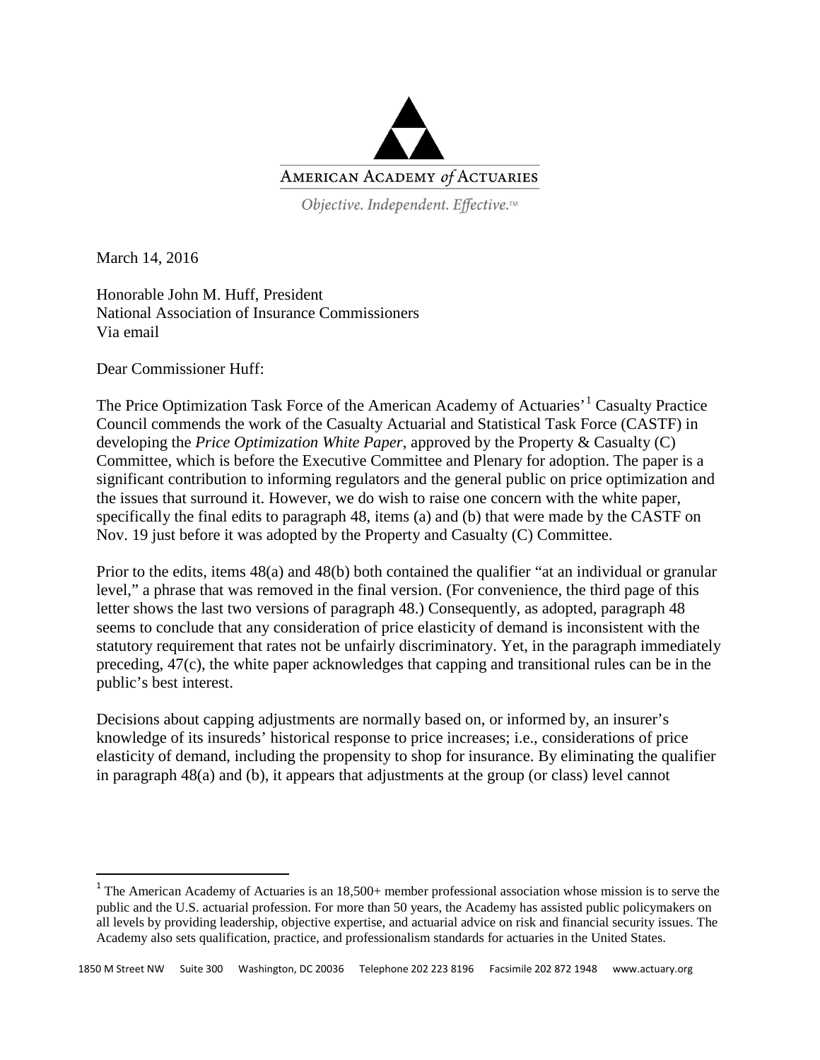AMERICAN ACADEMY *of* ACTUARIES

*Objective. Independent. Effective.*™

March 14, 2016

Honorable John M. Huff, President
National Association of Insurance Commissioners
Via email

Dear Commissioner Huff:

The Price Optimization Task Force of the American Academy of Actuaries'[1] Casualty Practice Council commends the work of the Casualty Actuarial and Statistical Task Force (CASTF) in developing the *Price Optimization White Paper*, approved by the Property & Casualty (C) Committee, which is before the Executive Committee and Plenary for adoption. The paper is a significant contribution to informing regulators and the general public on price optimization and the issues that surround it. However, we do wish to raise one concern with the white paper, specifically the final edits to paragraph 48, items (a) and (b) that were made by the CASTF on Nov. 19 just before it was adopted by the Property and Casualty (C) Committee.

Prior to the edits, items 48(a) and 48(b) both contained the qualifier "at an individual or granular level," a phrase that was removed in the final version. (For convenience, the third page of this letter shows the last two versions of paragraph 48.) Consequently, as adopted, paragraph 48 seems to conclude that any consideration of price elasticity of demand is inconsistent with the statutory requirement that rates not be unfairly discriminatory. Yet, in the paragraph immediately preceding, 47(c), the white paper acknowledges that capping and transitional rules can be in the public's best interest.

Decisions about capping adjustments are normally based on, or informed by, an insurer's knowledge of its insureds' historical response to price increases; i.e., considerations of price elasticity of demand, including the propensity to shop for insurance. By eliminating the qualifier in paragraph 48(a) and (b), it appears that adjustments at the group (or class) level cannot

[1] The American Academy of Actuaries is an 18,500+ member professional association whose mission is to serve the public and the U.S. actuarial profession. For more than 50 years, the Academy has assisted public policymakers on all levels by providing leadership, objective expertise, and actuarial advice on risk and financial security issues. The Academy also sets qualification, practice, and professionalism standards for actuaries in the United States.

1850 M Street NW Suite 300 Washington, DC 20036 Telephone 202 223 8196 Facsimile 202 872 1948 www.actuary.org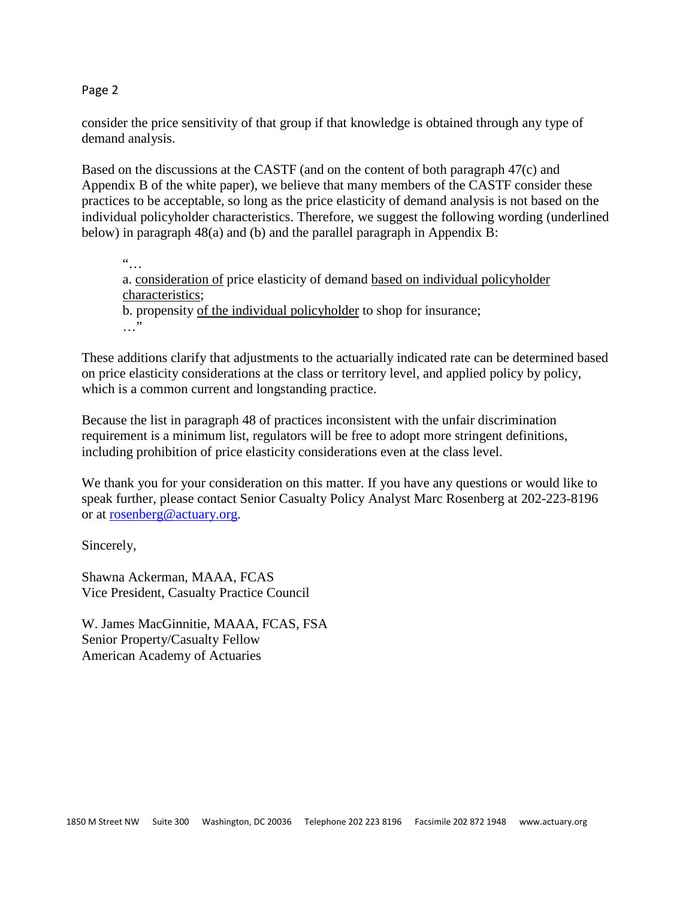consider the price sensitivity of that group if that knowledge is obtained through any type of demand analysis.

Based on the discussions at the CASTF (and on the content of both paragraph 47(c) and Appendix B of the white paper), we believe that many members of the CASTF consider these practices to be acceptable, so long as the price elasticity of demand analysis is not based on the individual policyholder characteristics. Therefore, we suggest the following wording (underlined below) in paragraph 48(a) and (b) and the parallel paragraph in Appendix B:

> "…
> a. <u>consideration of</u> price elasticity of demand <u>based on individual policyholder characteristics</u>;
> b. propensity <u>of the individual policyholder</u> to shop for insurance;
> …"

These additions clarify that adjustments to the actuarially indicated rate can be determined based on price elasticity considerations at the class or territory level, and applied policy by policy, which is a common current and longstanding practice.

Because the list in paragraph 48 of practices inconsistent with the unfair discrimination requirement is a minimum list, regulators will be free to adopt more stringent definitions, including prohibition of price elasticity considerations even at the class level.

We thank you for your consideration on this matter. If you have any questions or would like to speak further, please contact Senior Casualty Policy Analyst Marc Rosenberg at 202-223-8196 or at [rosenberg@actuary.org](mailto:rosenberg@actuary.org).

Sincerely,

Shawna Ackerman, MAAA, FCAS
Vice President, Casualty Practice Council

W. James MacGinnitie, MAAA, FCAS, FSA
Senior Property/Casualty Fellow
American Academy of Actuaries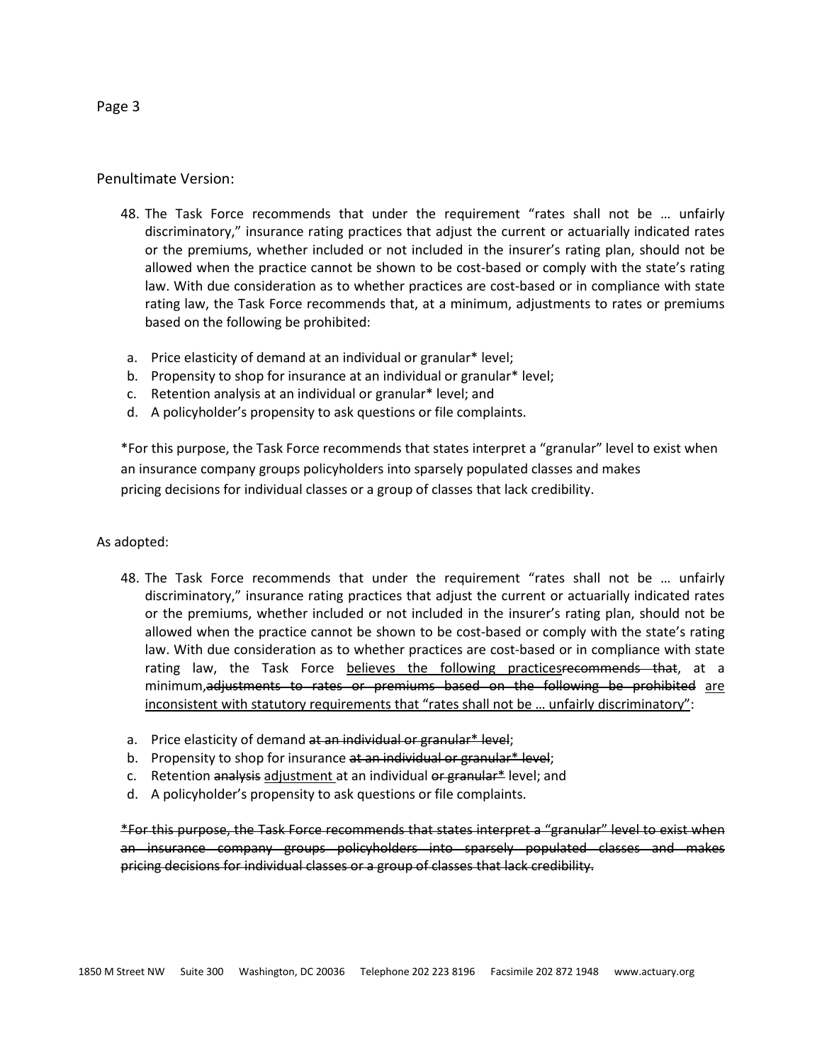Penultimate Version:

48. The Task Force recommends that under the requirement "rates shall not be … unfairly discriminatory," insurance rating practices that adjust the current or actuarially indicated rates or the premiums, whether included or not included in the insurer's rating plan, should not be allowed when the practice cannot be shown to be cost-based or comply with the state's rating law. With due consideration as to whether practices are cost-based or in compliance with state rating law, the Task Force recommends that, at a minimum, adjustments to rates or premiums based on the following be prohibited:

   a. Price elasticity of demand at an individual or granular* level;
   b. Propensity to shop for insurance at an individual or granular* level;
   c. Retention analysis at an individual or granular* level; and
   d. A policyholder's propensity to ask questions or file complaints.

   *For this purpose, the Task Force recommends that states interpret a "granular" level to exist when an insurance company groups policyholders into sparsely populated classes and makes pricing decisions for individual classes or a group of classes that lack credibility.

As adopted:

48. The Task Force recommends that under the requirement "rates shall not be … unfairly discriminatory," insurance rating practices that adjust the current or actuarially indicated rates or the premiums, whether included or not included in the insurer's rating plan, should not be allowed when the practice cannot be shown to be cost-based or comply with the state's rating law. With due consideration as to whether practices are cost-based or in compliance with state rating law, the Task Force <ins>believes the following practices</ins>~~recommends that~~, at a minimum,~~adjustments to rates or premiums based on the following be prohibited~~ <ins>are inconsistent with statutory requirements that "rates shall not be … unfairly discriminatory"</ins>:

   a. Price elasticity of demand ~~at an individual or granular* level~~;
   b. Propensity to shop for insurance ~~at an individual or granular* level~~;
   c. Retention ~~analysis~~ <ins>adjustment</ins> at an individual ~~or granular*~~ level; and
   d. A policyholder's propensity to ask questions or file complaints.

   ~~*For this purpose, the Task Force recommends that states interpret a "granular" level to exist when an insurance company groups policyholders into sparsely populated classes and makes pricing decisions for individual classes or a group of classes that lack credibility.~~